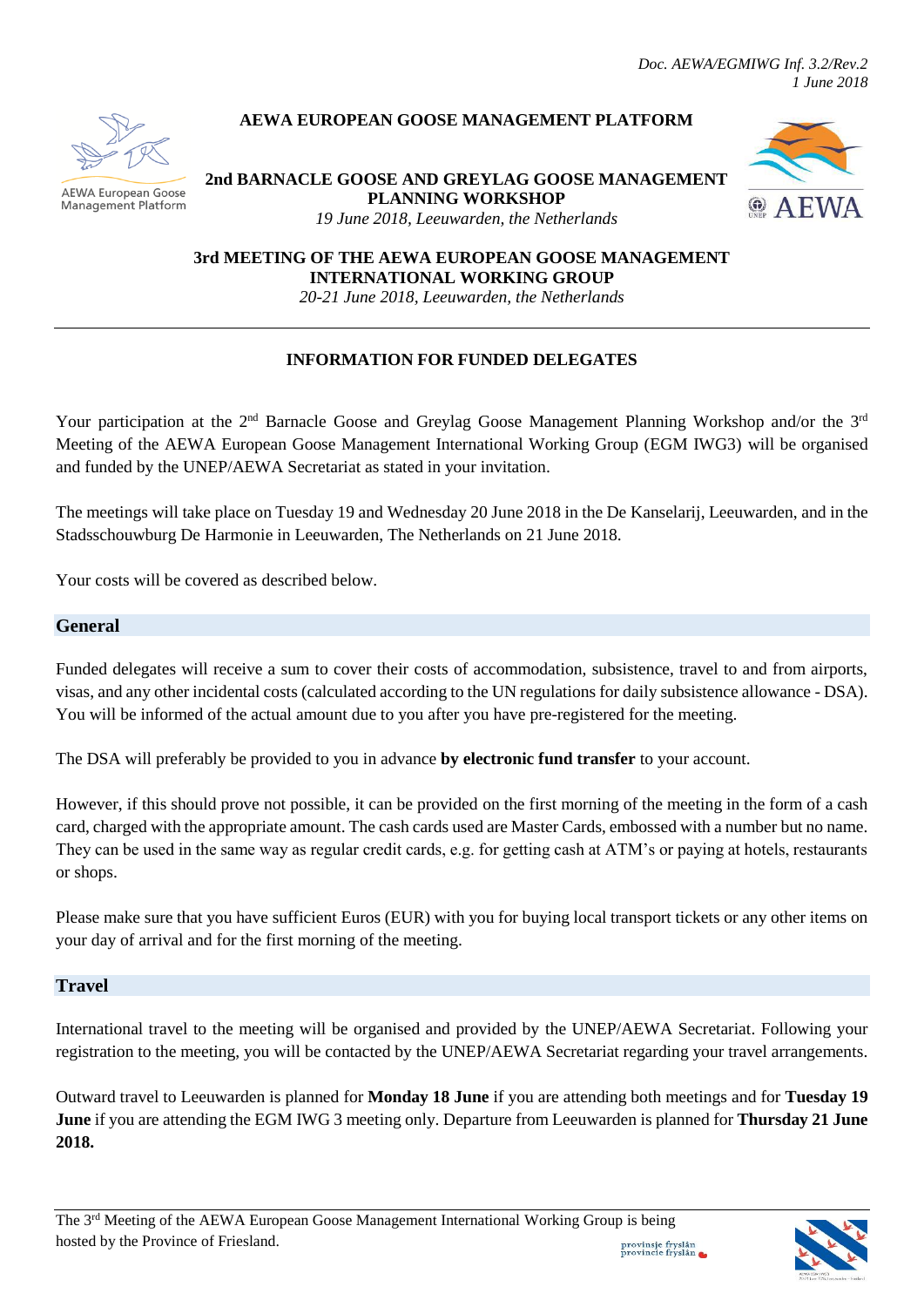*Doc. AEWA/EGMIWG Inf. 3.2/Rev.2*
*1 June 2018*

**AEWA EUROPEAN GOOSE MANAGEMENT PLATFORM**

**2nd BARNACLE GOOSE AND GREYLAG GOOSE MANAGEMENT PLANNING WORKSHOP**
*19 June 2018, Leeuwarden, the Netherlands*

**3rd MEETING OF THE AEWA EUROPEAN GOOSE MANAGEMENT INTERNATIONAL WORKING GROUP**
*20-21 June 2018, Leeuwarden, the Netherlands*

---

## INFORMATION FOR FUNDED DELEGATES

Your participation at the 2nd Barnacle Goose and Greylag Goose Management Planning Workshop and/or the 3rd Meeting of the AEWA European Goose Management International Working Group (EGM IWG3) will be organised and funded by the UNEP/AEWA Secretariat as stated in your invitation.

The meetings will take place on Tuesday 19 and Wednesday 20 June 2018 in the De Kanselarij, Leeuwarden, and in the Stadsschouwburg De Harmonie in Leeuwarden, The Netherlands on 21 June 2018.

Your costs will be covered as described below.

### General

Funded delegates will receive a sum to cover their costs of accommodation, subsistence, travel to and from airports, visas, and any other incidental costs (calculated according to the UN regulations for daily subsistence allowance - DSA). You will be informed of the actual amount due to you after you have pre-registered for the meeting.

The DSA will preferably be provided to you in advance **by electronic fund transfer** to your account.

However, if this should prove not possible, it can be provided on the first morning of the meeting in the form of a cash card, charged with the appropriate amount. The cash cards used are Master Cards, embossed with a number but no name. They can be used in the same way as regular credit cards, e.g. for getting cash at ATM's or paying at hotels, restaurants or shops.

Please make sure that you have sufficient Euros (EUR) with you for buying local transport tickets or any other items on your day of arrival and for the first morning of the meeting.

### Travel

International travel to the meeting will be organised and provided by the UNEP/AEWA Secretariat. Following your registration to the meeting, you will be contacted by the UNEP/AEWA Secretariat regarding your travel arrangements.

Outward travel to Leeuwarden is planned for **Monday 18 June** if you are attending both meetings and for **Tuesday 19 June** if you are attending the EGM IWG 3 meeting only. Departure from Leeuwarden is planned for **Thursday 21 June 2018.**

---

The 3rd Meeting of the AEWA European Goose Management International Working Group is being hosted by the Province of Friesland.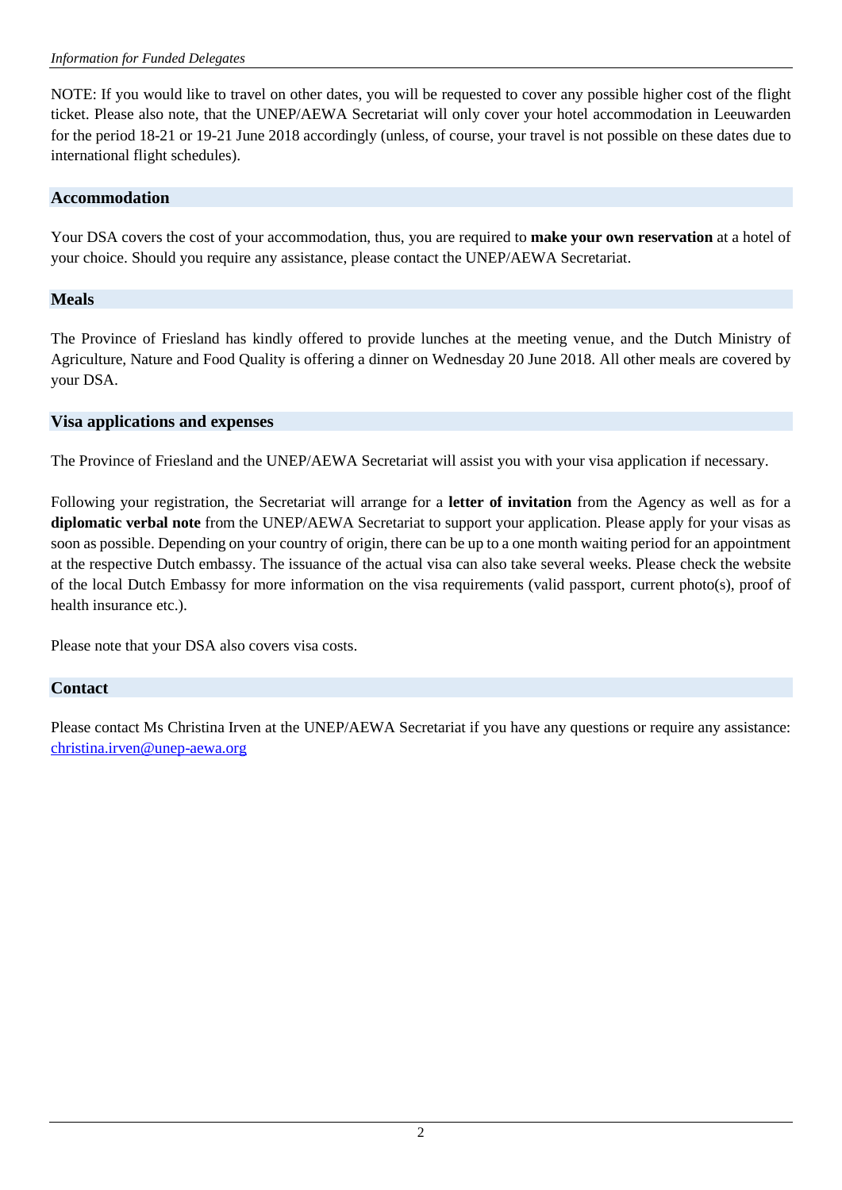NOTE: If you would like to travel on other dates, you will be requested to cover any possible higher cost of the flight ticket. Please also note, that the UNEP/AEWA Secretariat will only cover your hotel accommodation in Leeuwarden for the period 18-21 or 19-21 June 2018 accordingly (unless, of course, your travel is not possible on these dates due to international flight schedules).

## Accommodation

Your DSA covers the cost of your accommodation, thus, you are required to **make your own reservation** at a hotel of your choice. Should you require any assistance, please contact the UNEP/AEWA Secretariat.

## Meals

The Province of Friesland has kindly offered to provide lunches at the meeting venue, and the Dutch Ministry of Agriculture, Nature and Food Quality is offering a dinner on Wednesday 20 June 2018. All other meals are covered by your DSA.

## Visa applications and expenses

The Province of Friesland and the UNEP/AEWA Secretariat will assist you with your visa application if necessary.

Following your registration, the Secretariat will arrange for a **letter of invitation** from the Agency as well as for a **diplomatic verbal note** from the UNEP/AEWA Secretariat to support your application. Please apply for your visas as soon as possible. Depending on your country of origin, there can be up to a one month waiting period for an appointment at the respective Dutch embassy. The issuance of the actual visa can also take several weeks. Please check the website of the local Dutch Embassy for more information on the visa requirements (valid passport, current photo(s), proof of health insurance etc.).

Please note that your DSA also covers visa costs.

## Contact

Please contact Ms Christina Irven at the UNEP/AEWA Secretariat if you have any questions or require any assistance: christina.irven@unep-aewa.org